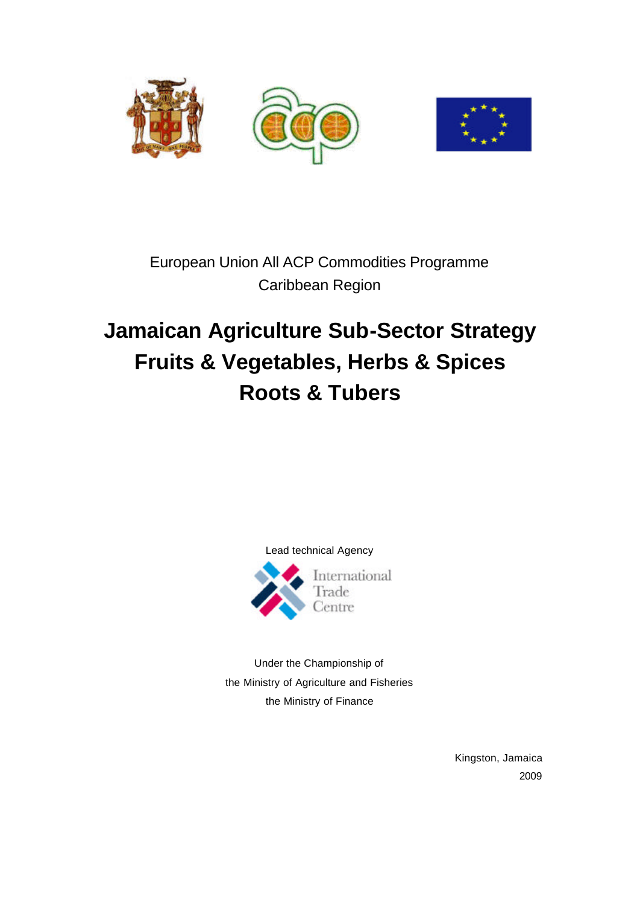European Union All ACP Commodities Programme
Caribbean Region

# Jamaican Agriculture Sub-Sector Strategy Fruits & Vegetables, Herbs & Spices Roots & Tubers

Lead technical Agency

International Trade Centre

Under the Championship of
the Ministry of Agriculture and Fisheries
the Ministry of Finance

Kingston, Jamaica
2009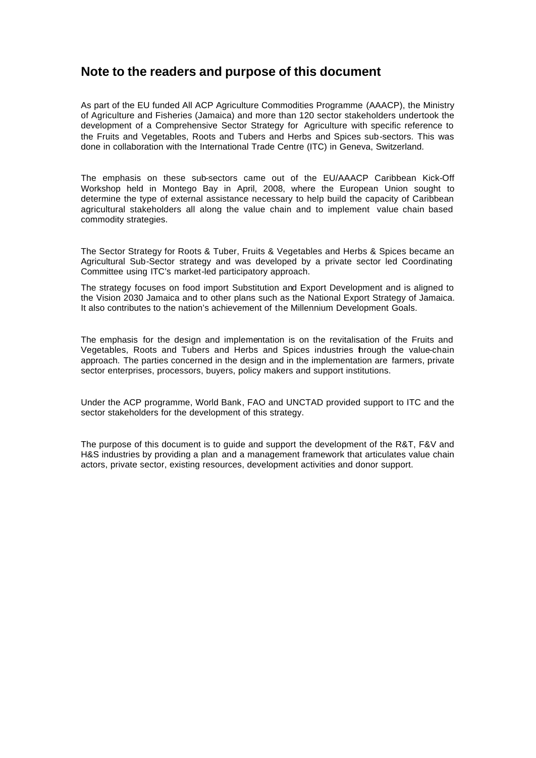## Note to the readers and purpose of this document

As part of the EU funded All ACP Agriculture Commodities Programme (AAACP), the Ministry of Agriculture and Fisheries (Jamaica) and more than 120 sector stakeholders undertook the development of a Comprehensive Sector Strategy for Agriculture with specific reference to the Fruits and Vegetables, Roots and Tubers and Herbs and Spices sub-sectors. This was done in collaboration with the International Trade Centre (ITC) in Geneva, Switzerland.

The emphasis on these sub-sectors came out of the EU/AAACP Caribbean Kick-Off Workshop held in Montego Bay in April, 2008, where the European Union sought to determine the type of external assistance necessary to help build the capacity of Caribbean agricultural stakeholders all along the value chain and to implement value chain based commodity strategies.

The Sector Strategy for Roots & Tuber, Fruits & Vegetables and Herbs & Spices became an Agricultural Sub-Sector strategy and was developed by a private sector led Coordinating Committee using ITC's market-led participatory approach.

The strategy focuses on food import Substitution and Export Development and is aligned to the Vision 2030 Jamaica and to other plans such as the National Export Strategy of Jamaica. It also contributes to the nation's achievement of the Millennium Development Goals.

The emphasis for the design and implementation is on the revitalisation of the Fruits and Vegetables, Roots and Tubers and Herbs and Spices industries through the value-chain approach. The parties concerned in the design and in the implementation are farmers, private sector enterprises, processors, buyers, policy makers and support institutions.

Under the ACP programme, World Bank, FAO and UNCTAD provided support to ITC and the sector stakeholders for the development of this strategy.

The purpose of this document is to guide and support the development of the R&T, F&V and H&S industries by providing a plan and a management framework that articulates value chain actors, private sector, existing resources, development activities and donor support.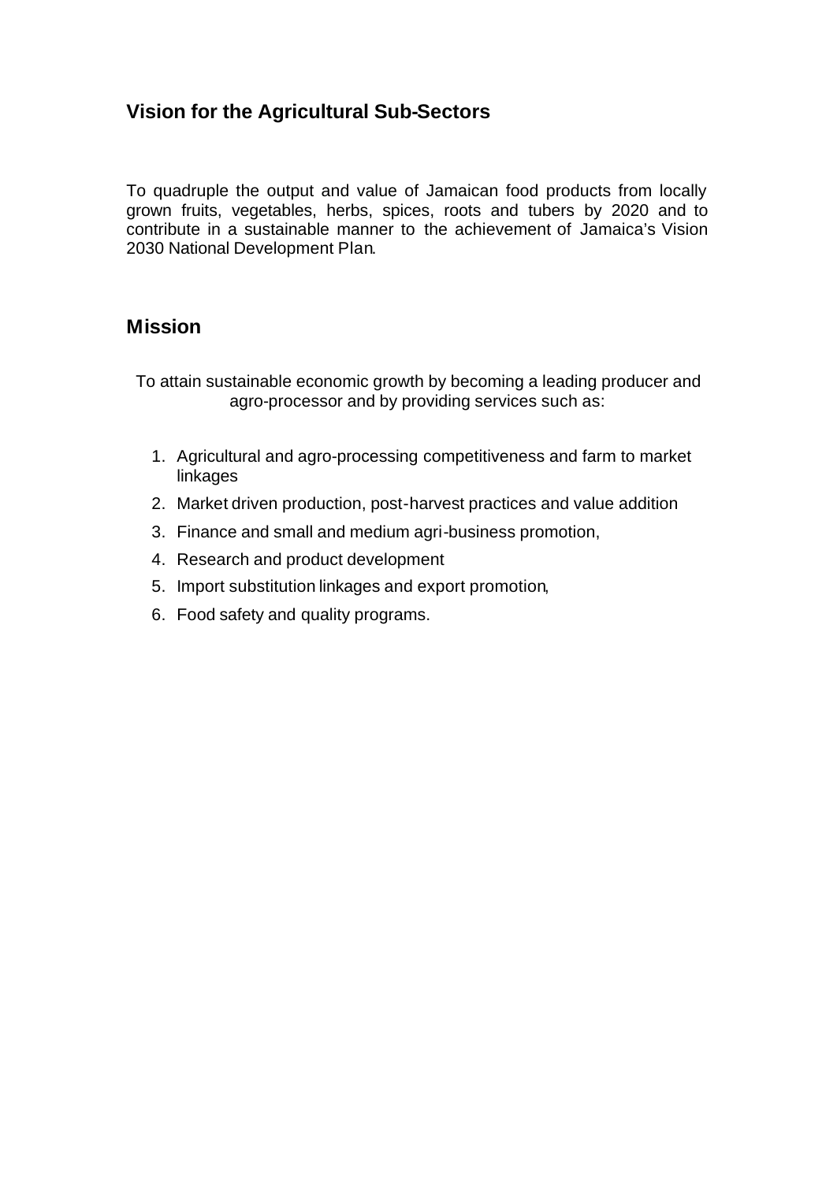## Vision for the Agricultural Sub-Sectors

To quadruple the output and value of Jamaican food products from locally grown fruits, vegetables, herbs, spices, roots and tubers by 2020 and to contribute in a sustainable manner to the achievement of Jamaica's Vision 2030 National Development Plan.

## Mission

To attain sustainable economic growth by becoming a leading producer and agro-processor and by providing services such as:

1. Agricultural and agro-processing competitiveness and farm to market linkages
2. Market driven production, post-harvest practices and value addition
3. Finance and small and medium agri-business promotion,
4. Research and product development
5. Import substitution linkages and export promotion,
6. Food safety and quality programs.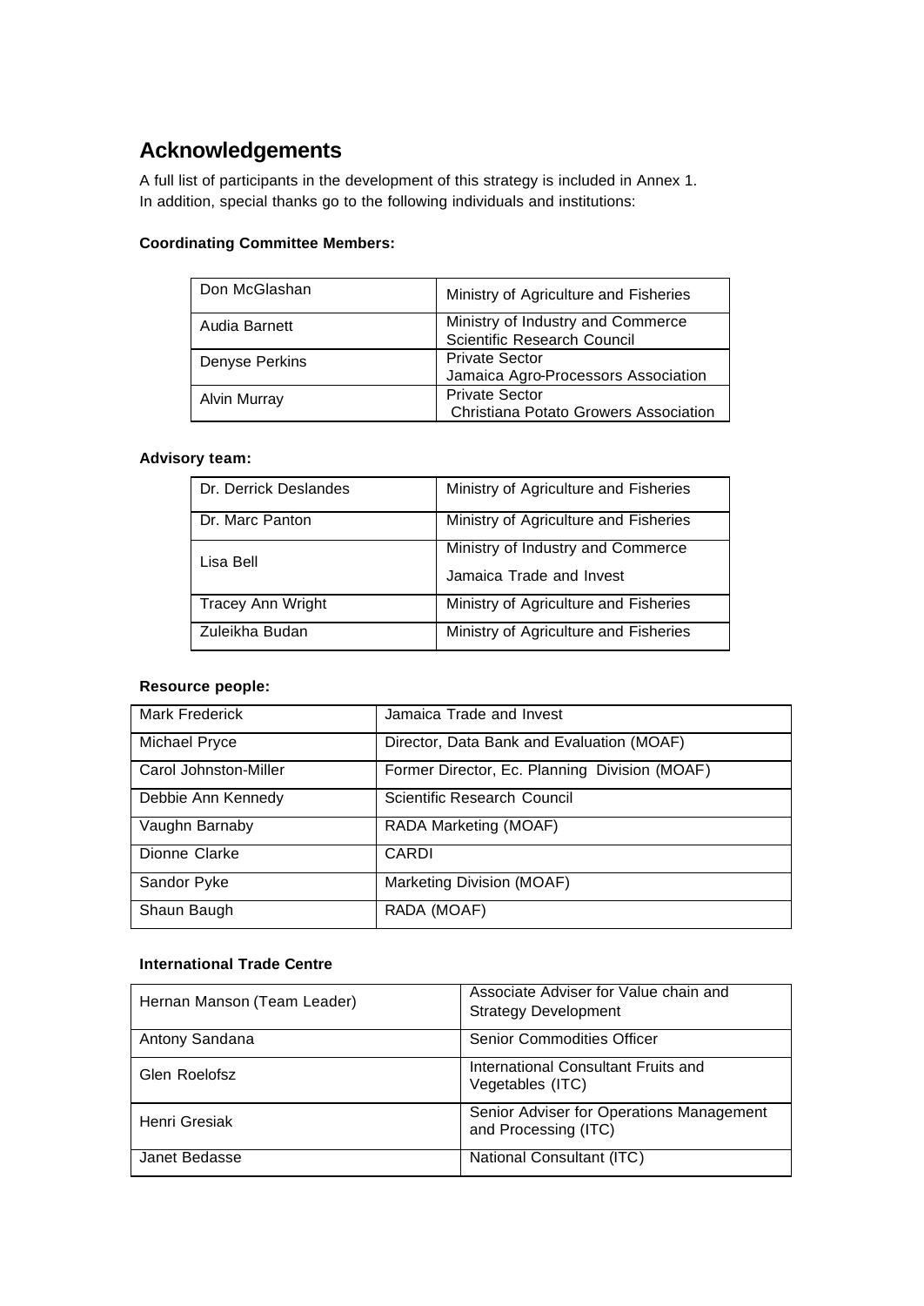# Acknowledgements

A full list of participants in the development of this strategy is included in Annex 1.
In addition, special thanks go to the following individuals and institutions:

**Coordinating Committee Members:**

| | |
|---|---|
| Don McGlashan | Ministry of Agriculture and Fisheries |
| Audia Barnett | Ministry of Industry and Commerce<br>Scientific Research Council |
| Denyse Perkins | Private Sector<br>Jamaica Agro-Processors Association |
| Alvin Murray | Private Sector<br>Christiana Potato Growers Association |

**Advisory team:**

| | |
|---|---|
| Dr. Derrick Deslandes | Ministry of Agriculture and Fisheries |
| Dr. Marc Panton | Ministry of Agriculture and Fisheries |
| Lisa Bell | Ministry of Industry and Commerce<br>Jamaica Trade and Invest |
| Tracey Ann Wright | Ministry of Agriculture and Fisheries |
| Zuleikha Budan | Ministry of Agriculture and Fisheries |

**Resource people:**

| | |
|---|---|
| Mark Frederick | Jamaica Trade and Invest |
| Michael Pryce | Director, Data Bank and Evaluation (MOAF) |
| Carol Johnston-Miller | Former Director, Ec. Planning Division (MOAF) |
| Debbie Ann Kennedy | Scientific Research Council |
| Vaughn Barnaby | RADA Marketing (MOAF) |
| Dionne Clarke | CARDI |
| Sandor Pyke | Marketing Division (MOAF) |
| Shaun Baugh | RADA (MOAF) |

**International Trade Centre**

| | |
|---|---|
| Hernan Manson (Team Leader) | Associate Adviser for Value chain and Strategy Development |
| Antony Sandana | Senior Commodities Officer |
| Glen Roelofsz | International Consultant Fruits and Vegetables (ITC) |
| Henri Gresiak | Senior Adviser for Operations Management and Processing (ITC) |
| Janet Bedasse | National Consultant (ITC) |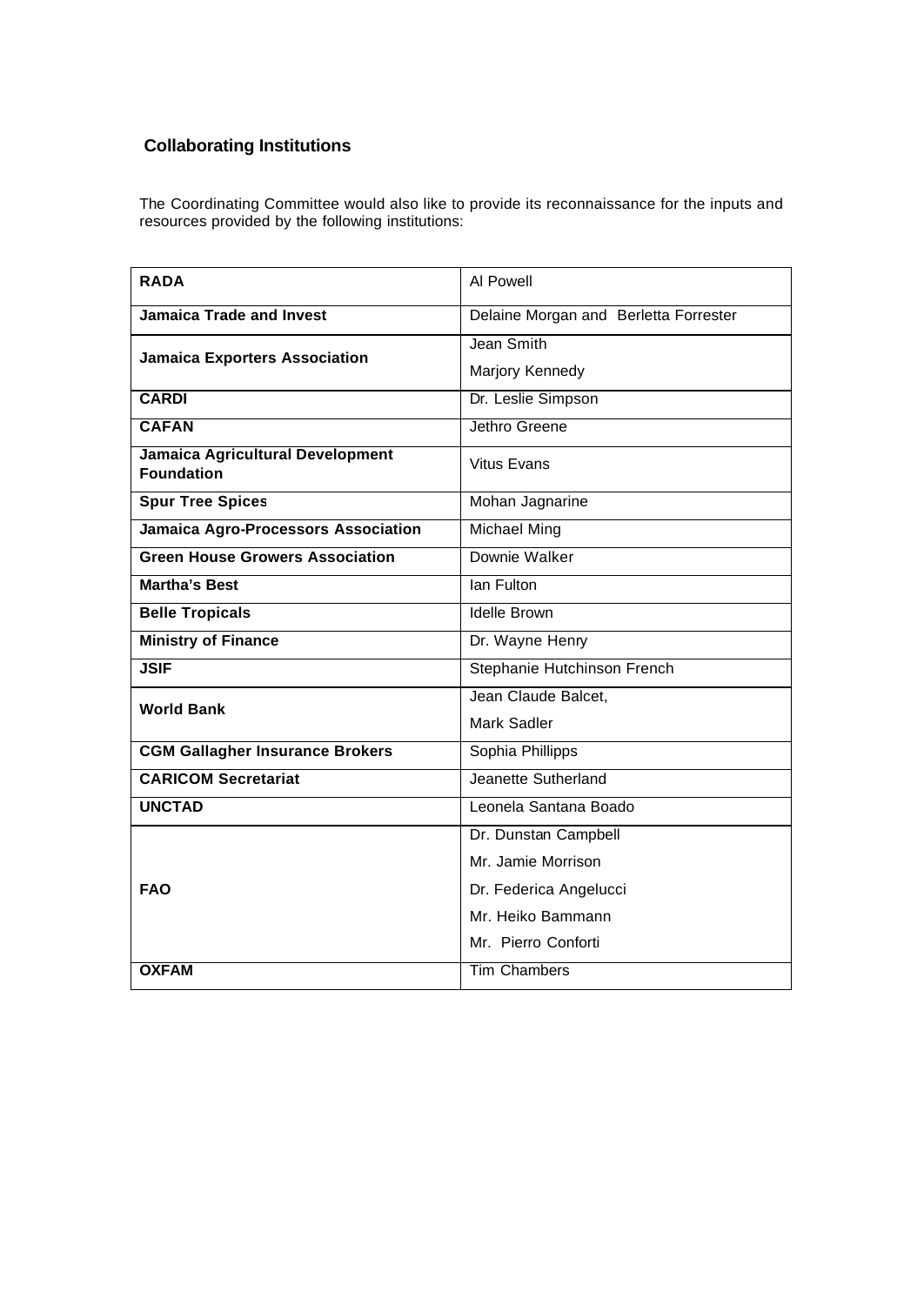## Collaborating Institutions

The Coordinating Committee would also like to provide its reconnaissance for the inputs and resources provided by the following institutions:

| Institution | Contact |
|---|---|
| **RADA** | Al Powell |
| **Jamaica Trade and Invest** | Delaine Morgan and Berletta Forrester |
| **Jamaica Exporters Association** | Jean Smith<br>Marjory Kennedy |
| **CARDI** | Dr. Leslie Simpson |
| **CAFAN** | Jethro Greene |
| **Jamaica Agricultural Development Foundation** | Vitus Evans |
| **Spur Tree Spices** | Mohan Jagnarine |
| **Jamaica Agro-Processors Association** | Michael Ming |
| **Green House Growers Association** | Downie Walker |
| **Martha's Best** | Ian Fulton |
| **Belle Tropicals** | Idelle Brown |
| **Ministry of Finance** | Dr. Wayne Henry |
| **JSIF** | Stephanie Hutchinson French |
| **World Bank** | Jean Claude Balcet,<br>Mark Sadler |
| **CGM Gallagher Insurance Brokers** | Sophia Phillipps |
| **CARICOM Secretariat** | Jeanette Sutherland |
| **UNCTAD** | Leonela Santana Boado |
| **FAO** | Dr. Dunstan Campbell<br>Mr. Jamie Morrison<br>Dr. Federica Angelucci<br>Mr. Heiko Bammann<br>Mr. Pierro Conforti |
| **OXFAM** | Tim Chambers |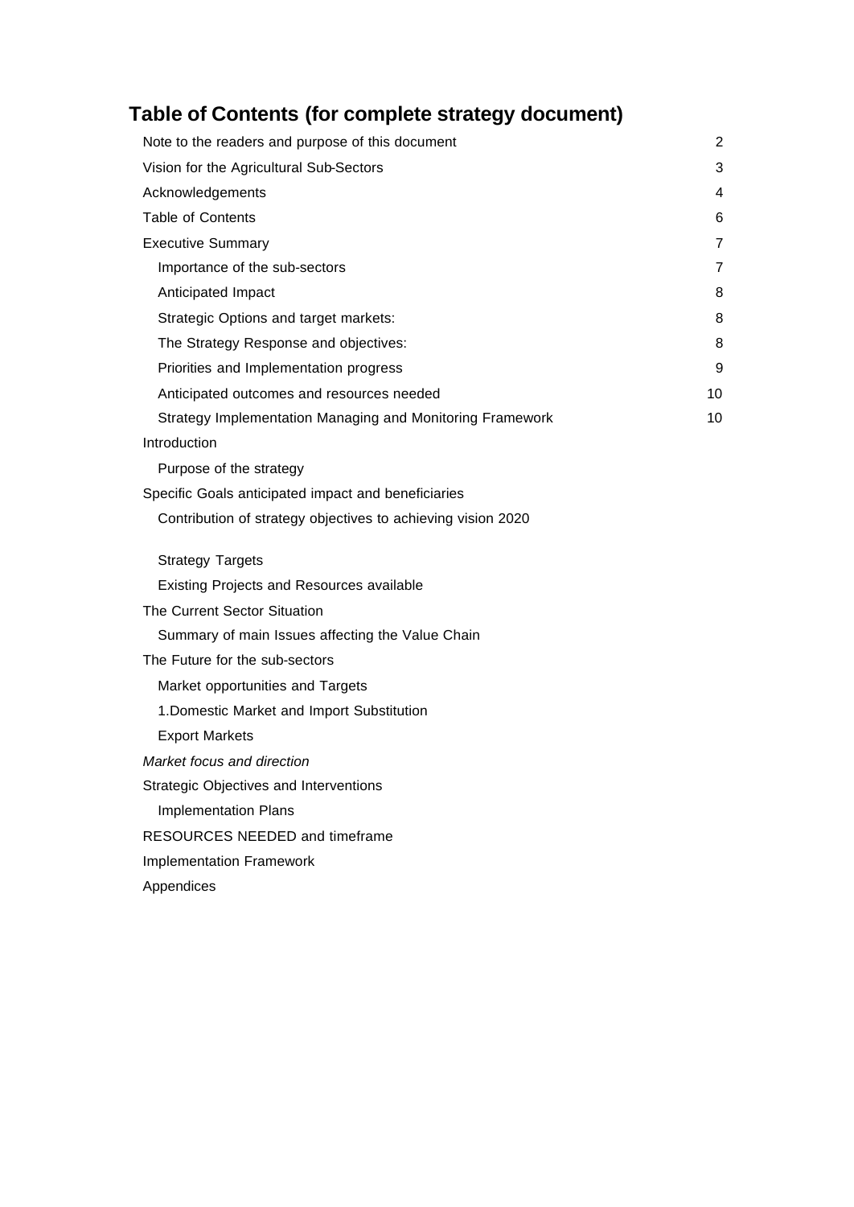# Table of Contents (for complete strategy document)

| | |
|---|---|
| Note to the readers and purpose of this document | 2 |
| Vision for the Agricultural Sub-Sectors | 3 |
| Acknowledgements | 4 |
| Table of Contents | 6 |
| Executive Summary | 7 |
| Importance of the sub-sectors | 7 |
| Anticipated Impact | 8 |
| Strategic Options and target markets: | 8 |
| The Strategy Response and objectives: | 8 |
| Priorities and Implementation progress | 9 |
| Anticipated outcomes and resources needed | 10 |
| Strategy Implementation Managing and Monitoring Framework | 10 |
| Introduction | |
| Purpose of the strategy | |
| Specific Goals anticipated impact and beneficiaries | |
| Contribution of strategy objectives to achieving vision 2020 | |
| Strategy Targets | |
| Existing Projects and Resources available | |
| The Current Sector Situation | |
| Summary of main Issues affecting the Value Chain | |
| The Future for the sub-sectors | |
| Market opportunities and Targets | |
| 1.Domestic Market and Import Substitution | |
| Export Markets | |
| *Market focus and direction* | |
| Strategic Objectives and Interventions | |
| Implementation Plans | |
| RESOURCES NEEDED and timeframe | |
| Implementation Framework | |
| Appendices | |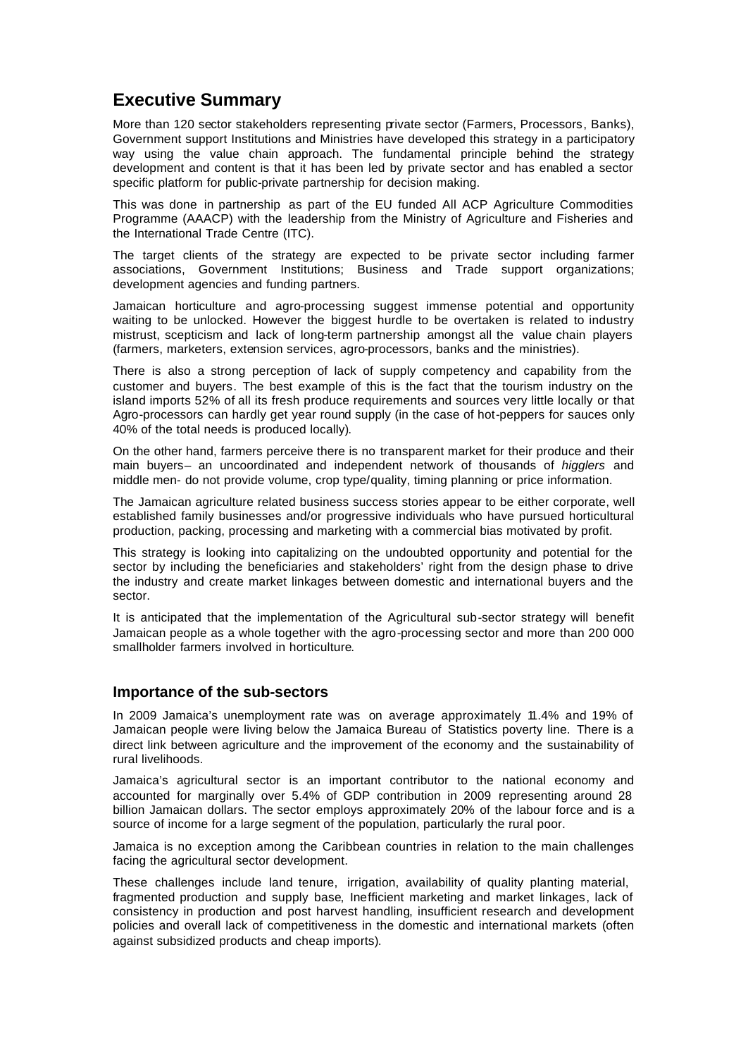# Executive Summary

More than 120 sector stakeholders representing private sector (Farmers, Processors, Banks), Government support Institutions and Ministries have developed this strategy in a participatory way using the value chain approach. The fundamental principle behind the strategy development and content is that it has been led by private sector and has enabled a sector specific platform for public-private partnership for decision making.

This was done in partnership as part of the EU funded All ACP Agriculture Commodities Programme (AAACP) with the leadership from the Ministry of Agriculture and Fisheries and the International Trade Centre (ITC).

The target clients of the strategy are expected to be private sector including farmer associations, Government Institutions; Business and Trade support organizations; development agencies and funding partners.

Jamaican horticulture and agro-processing suggest immense potential and opportunity waiting to be unlocked. However the biggest hurdle to be overtaken is related to industry mistrust, scepticism and lack of long-term partnership amongst all the value chain players (farmers, marketers, extension services, agro-processors, banks and the ministries).

There is also a strong perception of lack of supply competency and capability from the customer and buyers. The best example of this is the fact that the tourism industry on the island imports 52% of all its fresh produce requirements and sources very little locally or that Agro-processors can hardly get year round supply (in the case of hot-peppers for sauces only 40% of the total needs is produced locally).

On the other hand, farmers perceive there is no transparent market for their produce and their main buyers– an uncoordinated and independent network of thousands of *higglers* and middle men- do not provide volume, crop type/quality, timing planning or price information.

The Jamaican agriculture related business success stories appear to be either corporate, well established family businesses and/or progressive individuals who have pursued horticultural production, packing, processing and marketing with a commercial bias motivated by profit.

This strategy is looking into capitalizing on the undoubted opportunity and potential for the sector by including the beneficiaries and stakeholders' right from the design phase to drive the industry and create market linkages between domestic and international buyers and the sector.

It is anticipated that the implementation of the Agricultural sub-sector strategy will benefit Jamaican people as a whole together with the agro-processing sector and more than 200 000 smallholder farmers involved in horticulture.

## Importance of the sub-sectors

In 2009 Jamaica's unemployment rate was on average approximately 11.4% and 19% of Jamaican people were living below the Jamaica Bureau of Statistics poverty line. There is a direct link between agriculture and the improvement of the economy and the sustainability of rural livelihoods.

Jamaica's agricultural sector is an important contributor to the national economy and accounted for marginally over 5.4% of GDP contribution in 2009 representing around 28 billion Jamaican dollars. The sector employs approximately 20% of the labour force and is a source of income for a large segment of the population, particularly the rural poor.

Jamaica is no exception among the Caribbean countries in relation to the main challenges facing the agricultural sector development.

These challenges include land tenure, irrigation, availability of quality planting material, fragmented production and supply base, Inefficient marketing and market linkages, lack of consistency in production and post harvest handling, insufficient research and development policies and overall lack of competitiveness in the domestic and international markets (often against subsidized products and cheap imports).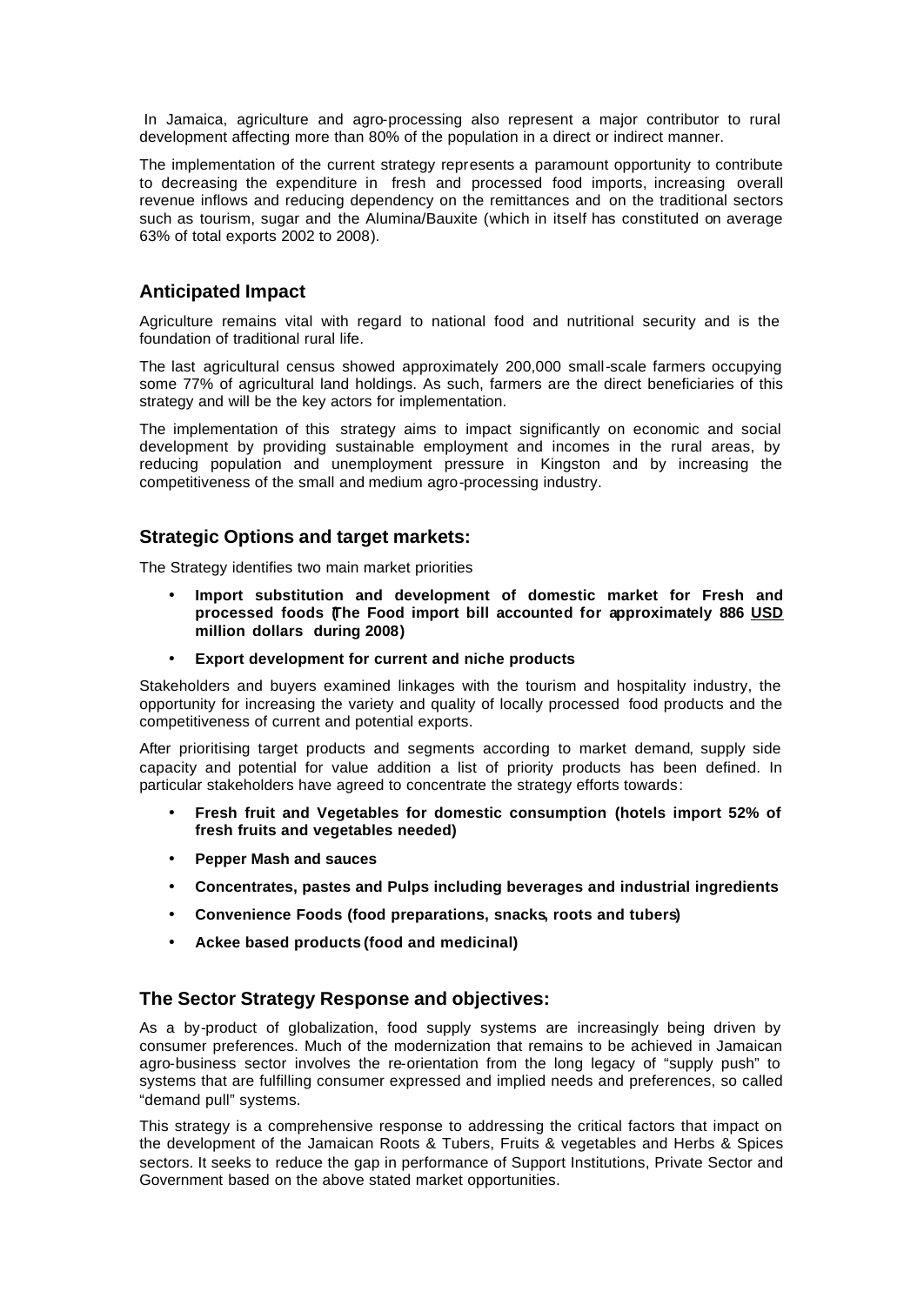In Jamaica, agriculture and agro-processing also represent a major contributor to rural development affecting more than 80% of the population in a direct or indirect manner.

The implementation of the current strategy represents a paramount opportunity to contribute to decreasing the expenditure in fresh and processed food imports, increasing overall revenue inflows and reducing dependency on the remittances and on the traditional sectors such as tourism, sugar and the Alumina/Bauxite (which in itself has constituted on average 63% of total exports 2002 to 2008).

## Anticipated Impact

Agriculture remains vital with regard to national food and nutritional security and is the foundation of traditional rural life.

The last agricultural census showed approximately 200,000 small-scale farmers occupying some 77% of agricultural land holdings. As such, farmers are the direct beneficiaries of this strategy and will be the key actors for implementation.

The implementation of this strategy aims to impact significantly on economic and social development by providing sustainable employment and incomes in the rural areas, by reducing population and unemployment pressure in Kingston and by increasing the competitiveness of the small and medium agro-processing industry.

## Strategic Options and target markets:

The Strategy identifies two main market priorities

- **Import substitution and development of domestic market for Fresh and processed foods (The Food import bill accounted for approximately 886 USD million dollars during 2008)**
- **Export development for current and niche products**

Stakeholders and buyers examined linkages with the tourism and hospitality industry, the opportunity for increasing the variety and quality of locally processed food products and the competitiveness of current and potential exports.

After prioritising target products and segments according to market demand, supply side capacity and potential for value addition a list of priority products has been defined. In particular stakeholders have agreed to concentrate the strategy efforts towards:

- **Fresh fruit and Vegetables for domestic consumption (hotels import 52% of fresh fruits and vegetables needed)**
- **Pepper Mash and sauces**
- **Concentrates, pastes and Pulps including beverages and industrial ingredients**
- **Convenience Foods (food preparations, snacks, roots and tubers)**
- **Ackee based products (food and medicinal)**

## The Sector Strategy Response and objectives:

As a by-product of globalization, food supply systems are increasingly being driven by consumer preferences. Much of the modernization that remains to be achieved in Jamaican agro-business sector involves the re-orientation from the long legacy of "supply push" to systems that are fulfilling consumer expressed and implied needs and preferences, so called "demand pull" systems.

This strategy is a comprehensive response to addressing the critical factors that impact on the development of the Jamaican Roots & Tubers, Fruits & vegetables and Herbs & Spices sectors. It seeks to reduce the gap in performance of Support Institutions, Private Sector and Government based on the above stated market opportunities.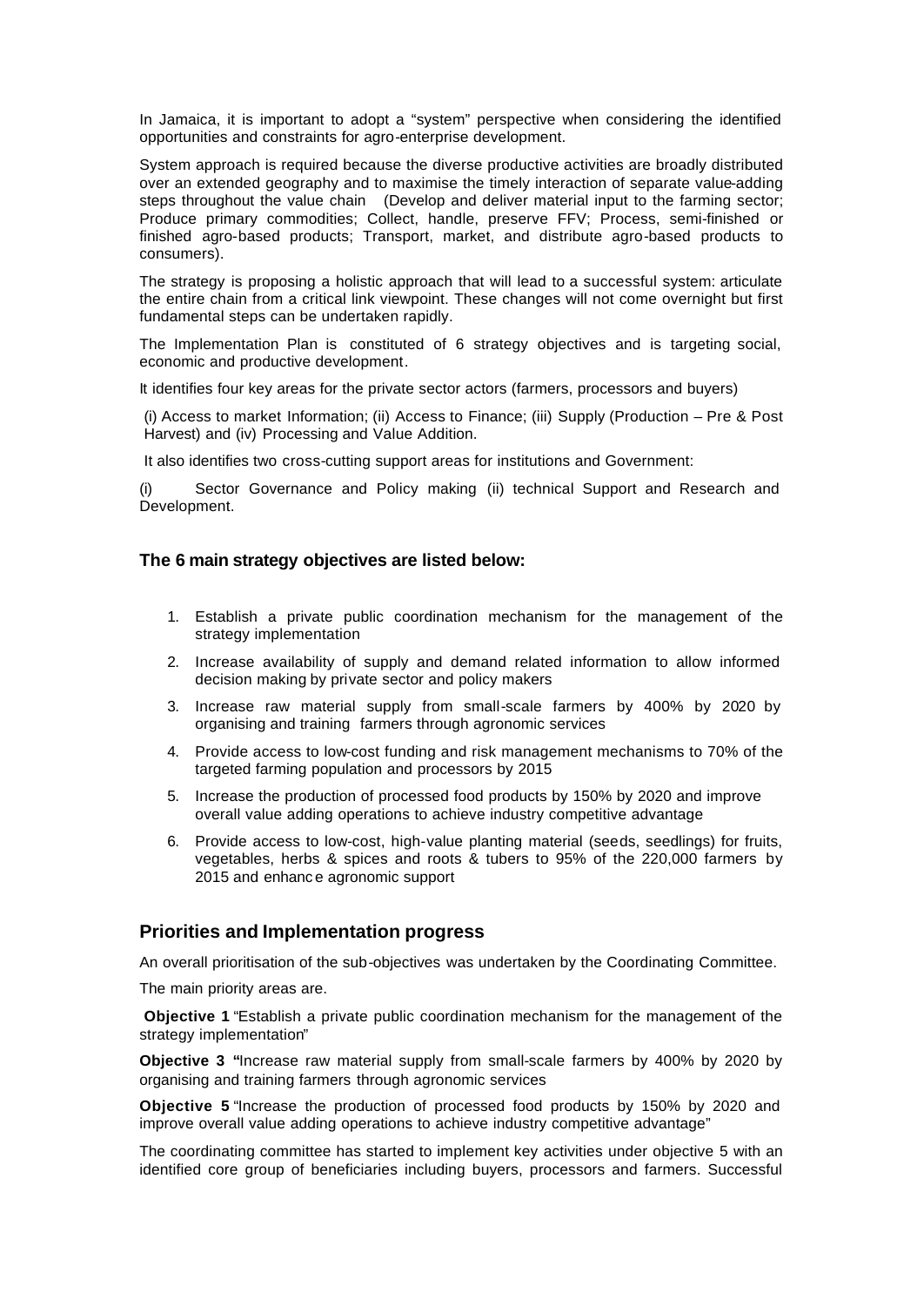In Jamaica, it is important to adopt a "system" perspective when considering the identified opportunities and constraints for agro-enterprise development.

System approach is required because the diverse productive activities are broadly distributed over an extended geography and to maximise the timely interaction of separate value-adding steps throughout the value chain (Develop and deliver material input to the farming sector; Produce primary commodities; Collect, handle, preserve FFV; Process, semi-finished or finished agro-based products; Transport, market, and distribute agro-based products to consumers).

The strategy is proposing a holistic approach that will lead to a successful system: articulate the entire chain from a critical link viewpoint. These changes will not come overnight but first fundamental steps can be undertaken rapidly.

The Implementation Plan is constituted of 6 strategy objectives and is targeting social, economic and productive development.

It identifies four key areas for the private sector actors (farmers, processors and buyers)

(i) Access to market Information; (ii) Access to Finance; (iii) Supply (Production – Pre & Post Harvest) and (iv) Processing and Value Addition.

It also identifies two cross-cutting support areas for institutions and Government:

(i) Sector Governance and Policy making (ii) technical Support and Research and Development.

### The 6 main strategy objectives are listed below:

1. Establish a private public coordination mechanism for the management of the strategy implementation
2. Increase availability of supply and demand related information to allow informed decision making by private sector and policy makers
3. Increase raw material supply from small-scale farmers by 400% by 2020 by organising and training farmers through agronomic services
4. Provide access to low-cost funding and risk management mechanisms to 70% of the targeted farming population and processors by 2015
5. Increase the production of processed food products by 150% by 2020 and improve overall value adding operations to achieve industry competitive advantage
6. Provide access to low-cost, high-value planting material (seeds, seedlings) for fruits, vegetables, herbs & spices and roots & tubers to 95% of the 220,000 farmers by 2015 and enhance agronomic support

## Priorities and Implementation progress

An overall prioritisation of the sub-objectives was undertaken by the Coordinating Committee.

The main priority areas are.

**Objective 1** "Establish a private public coordination mechanism for the management of the strategy implementation"

**Objective 3** "Increase raw material supply from small-scale farmers by 400% by 2020 by organising and training farmers through agronomic services

**Objective 5** "Increase the production of processed food products by 150% by 2020 and improve overall value adding operations to achieve industry competitive advantage"

The coordinating committee has started to implement key activities under objective 5 with an identified core group of beneficiaries including buyers, processors and farmers. Successful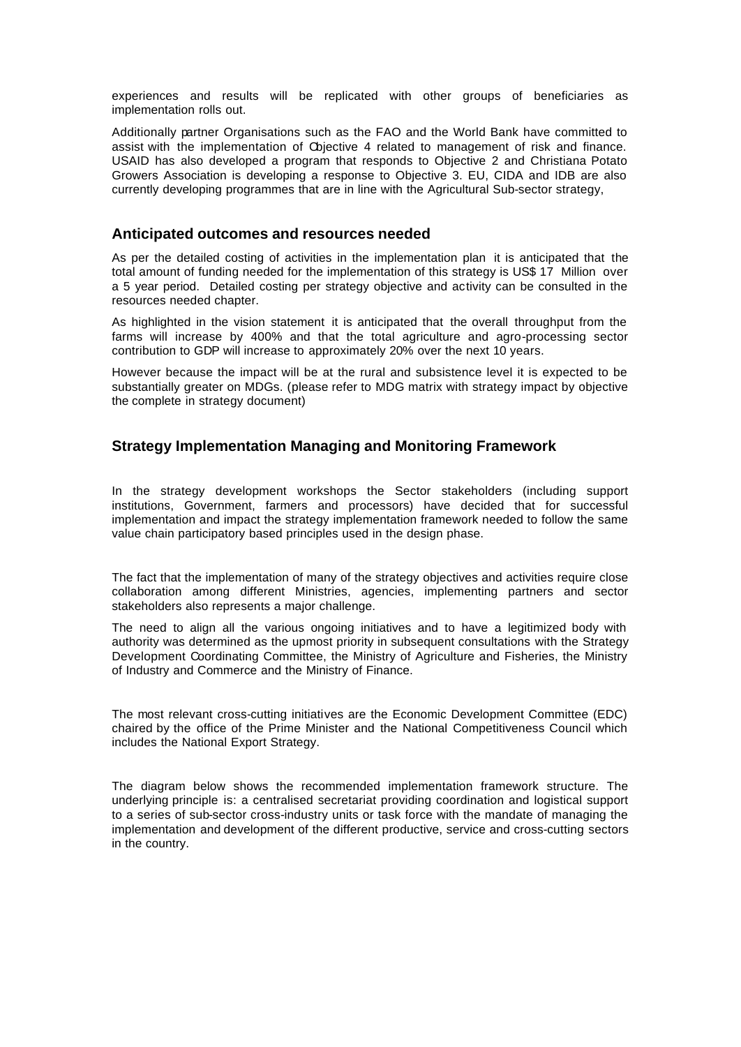experiences and results will be replicated with other groups of beneficiaries as implementation rolls out.

Additionally partner Organisations such as the FAO and the World Bank have committed to assist with the implementation of Objective 4 related to management of risk and finance. USAID has also developed a program that responds to Objective 2 and Christiana Potato Growers Association is developing a response to Objective 3. EU, CIDA and IDB are also currently developing programmes that are in line with the Agricultural Sub-sector strategy,

## Anticipated outcomes and resources needed

As per the detailed costing of activities in the implementation plan it is anticipated that the total amount of funding needed for the implementation of this strategy is US$ 17 Million over a 5 year period. Detailed costing per strategy objective and activity can be consulted in the resources needed chapter.

As highlighted in the vision statement it is anticipated that the overall throughput from the farms will increase by 400% and that the total agriculture and agro-processing sector contribution to GDP will increase to approximately 20% over the next 10 years.

However because the impact will be at the rural and subsistence level it is expected to be substantially greater on MDGs. (please refer to MDG matrix with strategy impact by objective the complete in strategy document)

## Strategy Implementation Managing and Monitoring Framework

In the strategy development workshops the Sector stakeholders (including support institutions, Government, farmers and processors) have decided that for successful implementation and impact the strategy implementation framework needed to follow the same value chain participatory based principles used in the design phase.

The fact that the implementation of many of the strategy objectives and activities require close collaboration among different Ministries, agencies, implementing partners and sector stakeholders also represents a major challenge.

The need to align all the various ongoing initiatives and to have a legitimized body with authority was determined as the upmost priority in subsequent consultations with the Strategy Development Coordinating Committee, the Ministry of Agriculture and Fisheries, the Ministry of Industry and Commerce and the Ministry of Finance.

The most relevant cross-cutting initiatives are the Economic Development Committee (EDC) chaired by the office of the Prime Minister and the National Competitiveness Council which includes the National Export Strategy.

The diagram below shows the recommended implementation framework structure. The underlying principle is: a centralised secretariat providing coordination and logistical support to a series of sub-sector cross-industry units or task force with the mandate of managing the implementation and development of the different productive, service and cross-cutting sectors in the country.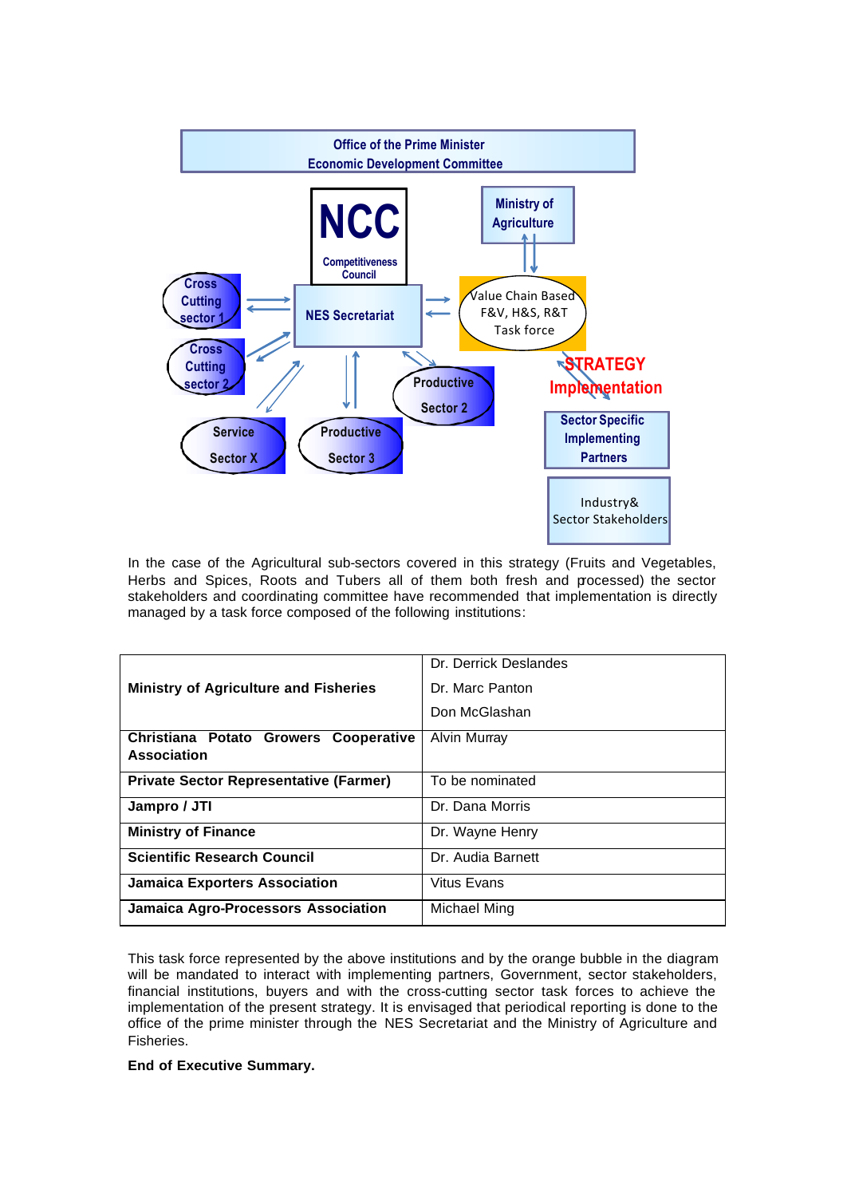Office of the Prime Minister
Economic Development Committee

NCC
Competitiveness Council

Ministry of Agriculture

Cross Cutting sector 1

NES Secretariat

Value Chain Based F&V, H&S, R&T Task force

Cross Cutting sector 2

Productive Sector 2

STRATEGY Implementation

Sector Specific Implementing Partners

Service Sector X

Productive Sector 3

Industry& Sector Stakeholders

In the case of the Agricultural sub-sectors covered in this strategy (Fruits and Vegetables, Herbs and Spices, Roots and Tubers all of them both fresh and processed) the sector stakeholders and coordinating committee have recommended that implementation is directly managed by a task force composed of the following institutions:

| | |
|---|---|
| **Ministry of Agriculture and Fisheries** | Dr. Derrick Deslandes<br>Dr. Marc Panton<br>Don McGlashan |
| **Christiana Potato Growers Cooperative Association** | Alvin Murray |
| **Private Sector Representative (Farmer)** | To be nominated |
| **Jampro / JTI** | Dr. Dana Morris |
| **Ministry of Finance** | Dr. Wayne Henry |
| **Scientific Research Council** | Dr. Audia Barnett |
| **Jamaica Exporters Association** | Vitus Evans |
| **Jamaica Agro-Processors Association** | Michael Ming |

This task force represented by the above institutions and by the orange bubble in the diagram will be mandated to interact with implementing partners, Government, sector stakeholders, financial institutions, buyers and with the cross-cutting sector task forces to achieve the implementation of the present strategy. It is envisaged that periodical reporting is done to the office of the prime minister through the NES Secretariat and the Ministry of Agriculture and Fisheries.

**End of Executive Summary.**